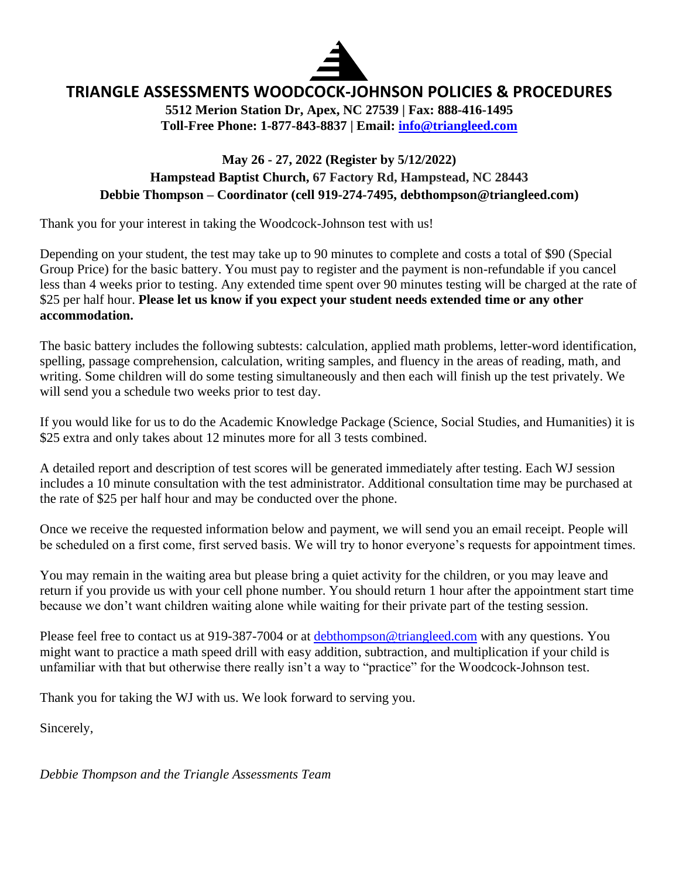# TRIANGLE ASSESSMENTS WOODCOCK-JOHNSON POLICIES & PROCEDURES

**5512 Merion Station Dr, Apex, NC 27539 | Fax: 888-416-1495**
**Toll-Free Phone: 1-877-843-8837 | Email: info@triangleed.com**

**May 26 - 27, 2022 (Register by 5/12/2022)**
**Hampstead Baptist Church, 67 Factory Rd, Hampstead, NC 28443**
**Debbie Thompson – Coordinator (cell 919-274-7495, debthompson@triangleed.com)**

Thank you for your interest in taking the Woodcock-Johnson test with us!

Depending on your student, the test may take up to 90 minutes to complete and costs a total of $90 (Special Group Price) for the basic battery. You must pay to register and the payment is non-refundable if you cancel less than 4 weeks prior to testing. Any extended time spent over 90 minutes testing will be charged at the rate of $25 per half hour. **Please let us know if you expect your student needs extended time or any other accommodation.**

The basic battery includes the following subtests: calculation, applied math problems, letter-word identification, spelling, passage comprehension, calculation, writing samples, and fluency in the areas of reading, math, and writing. Some children will do some testing simultaneously and then each will finish up the test privately. We will send you a schedule two weeks prior to test day.

If you would like for us to do the Academic Knowledge Package (Science, Social Studies, and Humanities) it is $25 extra and only takes about 12 minutes more for all 3 tests combined.

A detailed report and description of test scores will be generated immediately after testing. Each WJ session includes a 10 minute consultation with the test administrator. Additional consultation time may be purchased at the rate of $25 per half hour and may be conducted over the phone.

Once we receive the requested information below and payment, we will send you an email receipt. People will be scheduled on a first come, first served basis. We will try to honor everyone's requests for appointment times.

You may remain in the waiting area but please bring a quiet activity for the children, or you may leave and return if you provide us with your cell phone number. You should return 1 hour after the appointment start time because we don't want children waiting alone while waiting for their private part of the testing session.

Please feel free to contact us at 919-387-7004 or at debthompson@triangleed.com with any questions. You might want to practice a math speed drill with easy addition, subtraction, and multiplication if your child is unfamiliar with that but otherwise there really isn't a way to "practice" for the Woodcock-Johnson test.

Thank you for taking the WJ with us. We look forward to serving you.

Sincerely,

*Debbie Thompson and the Triangle Assessments Team*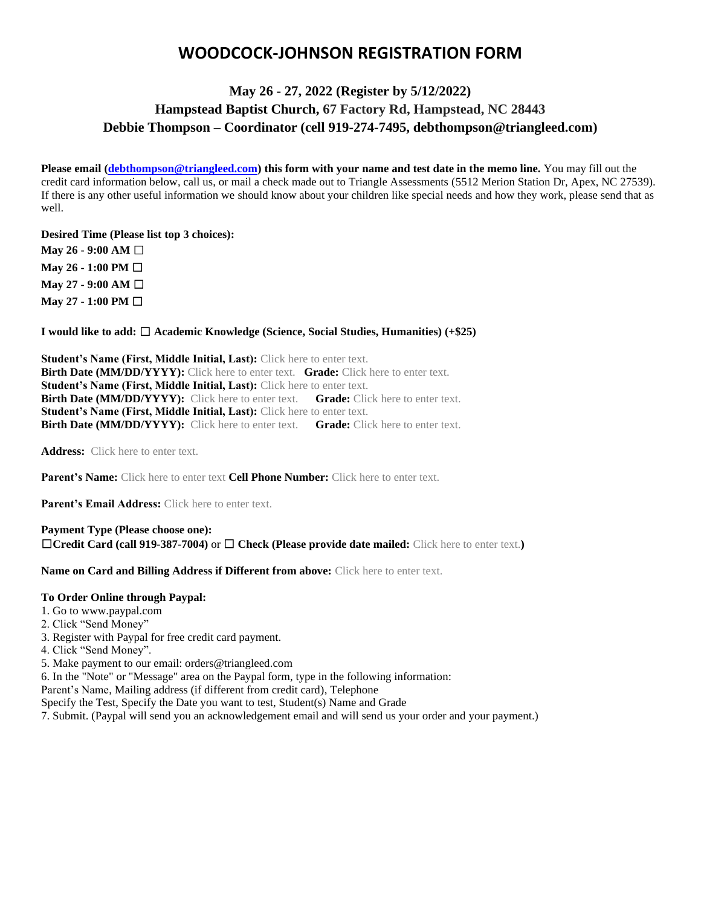# WOODCOCK-JOHNSON REGISTRATION FORM

## May 26 - 27, 2022 (Register by 5/12/2022)
## Hampstead Baptist Church, 67 Factory Rd, Hampstead, NC 28443
## Debbie Thompson – Coordinator (cell 919-274-7495, debthompson@triangleed.com)

**Please email (debthompson@triangleed.com) this form with your name and test date in the memo line.** You may fill out the credit card information below, call us, or mail a check made out to Triangle Assessments (5512 Merion Station Dr, Apex, NC 27539). If there is any other useful information we should know about your children like special needs and how they work, please send that as well.

**Desired Time (Please list top 3 choices):**

**May 26 - 9:00 AM** ☐

**May 26 - 1:00 PM** ☐

**May 27 - 9:00 AM** ☐

**May 27 - 1:00 PM** ☐

**I would like to add:** ☐ **Academic Knowledge (Science, Social Studies, Humanities) (+$25)**

**Student's Name (First, Middle Initial, Last):** Click here to enter text.
**Birth Date (MM/DD/YYYY):** Click here to enter text. **Grade:** Click here to enter text.
**Student's Name (First, Middle Initial, Last):** Click here to enter text.
**Birth Date (MM/DD/YYYY):** Click here to enter text. **Grade:** Click here to enter text.
**Student's Name (First, Middle Initial, Last):** Click here to enter text.
**Birth Date (MM/DD/YYYY):** Click here to enter text. **Grade:** Click here to enter text.

**Address:** Click here to enter text.

**Parent's Name:** Click here to enter text **Cell Phone Number:** Click here to enter text.

**Parent's Email Address:** Click here to enter text.

**Payment Type (Please choose one):**
☐**Credit Card (call 919-387-7004)** or ☐ **Check (Please provide date mailed:** Click here to enter text.**)**

**Name on Card and Billing Address if Different from above:** Click here to enter text.

**To Order Online through Paypal:**

1. Go to www.paypal.com
2. Click "Send Money"
3. Register with Paypal for free credit card payment.
4. Click "Send Money".
5. Make payment to our email: orders@triangleed.com
6. In the "Note" or "Message" area on the Paypal form, type in the following information:
Parent's Name, Mailing address (if different from credit card), Telephone
Specify the Test, Specify the Date you want to test, Student(s) Name and Grade
7. Submit. (Paypal will send you an acknowledgement email and will send us your order and your payment.)